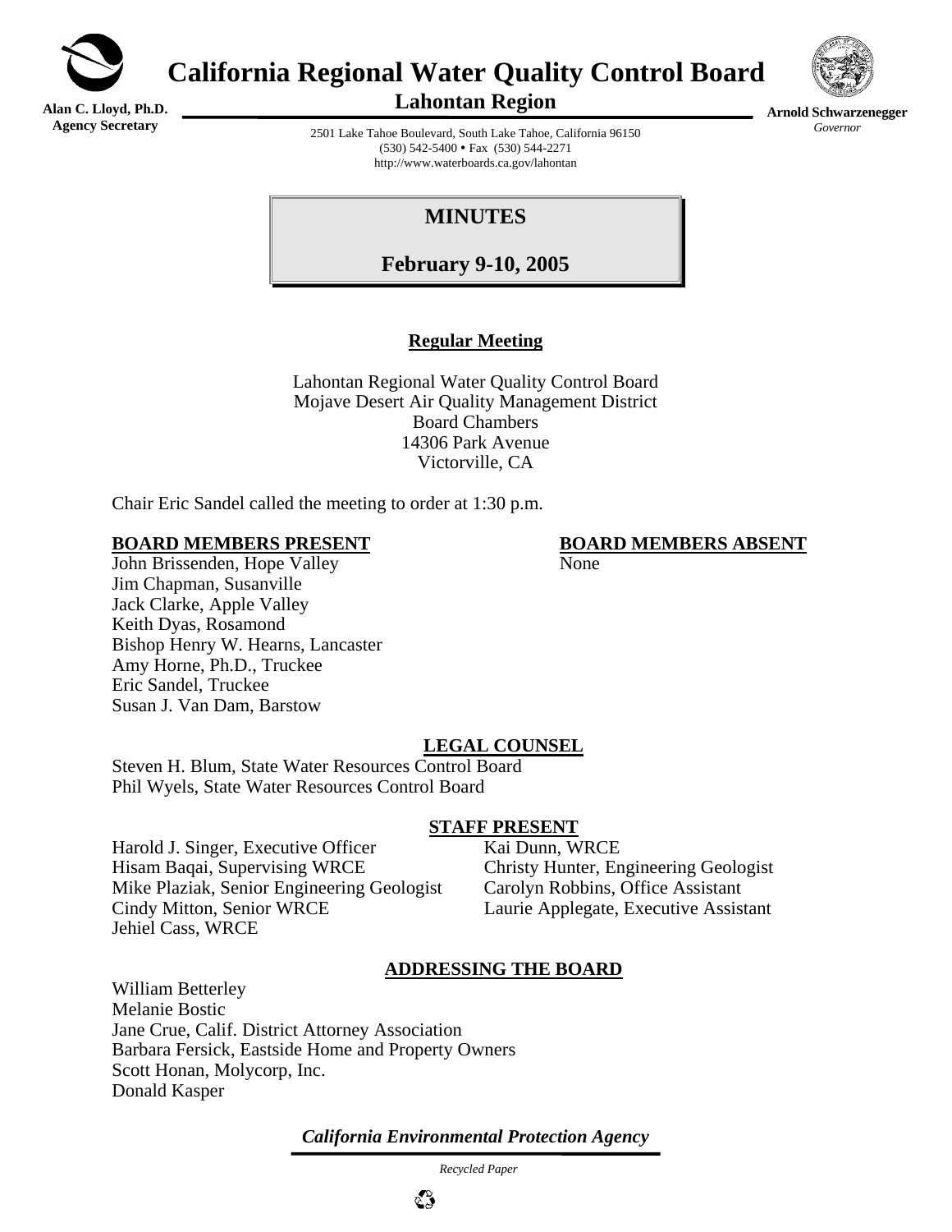# California Regional Water Quality Control Board

## Lahontan Region

**Alan C. Lloyd, Ph.D.**
**Agency Secretary**

**Arnold Schwarzenegger**
*Governor*

2501 Lake Tahoe Boulevard, South Lake Tahoe, California 96150
(530) 542-5400 • Fax (530) 544-2271
http://www.waterboards.ca.gov/lahontan

# MINUTES

## February 9-10, 2005

### Regular Meeting

Lahontan Regional Water Quality Control Board
Mojave Desert Air Quality Management District
Board Chambers
14306 Park Avenue
Victorville, CA

Chair Eric Sandel called the meeting to order at 1:30 p.m.

**BOARD MEMBERS PRESENT**

John Brissenden, Hope Valley
Jim Chapman, Susanville
Jack Clarke, Apple Valley
Keith Dyas, Rosamond
Bishop Henry W. Hearns, Lancaster
Amy Horne, Ph.D., Truckee
Eric Sandel, Truckee
Susan J. Van Dam, Barstow

**BOARD MEMBERS ABSENT**

None

**LEGAL COUNSEL**

Steven H. Blum, State Water Resources Control Board
Phil Wyels, State Water Resources Control Board

**STAFF PRESENT**

Harold J. Singer, Executive Officer
Hisam Baqai, Supervising WRCE
Mike Plaziak, Senior Engineering Geologist
Cindy Mitton, Senior WRCE
Jehiel Cass, WRCE
Kai Dunn, WRCE
Christy Hunter, Engineering Geologist
Carolyn Robbins, Office Assistant
Laurie Applegate, Executive Assistant

**ADDRESSING THE BOARD**

William Betterley
Melanie Bostic
Jane Crue, Calif. District Attorney Association
Barbara Fersick, Eastside Home and Property Owners
Scott Honan, Molycorp, Inc.
Donald Kasper

*California Environmental Protection Agency*

*Recycled Paper*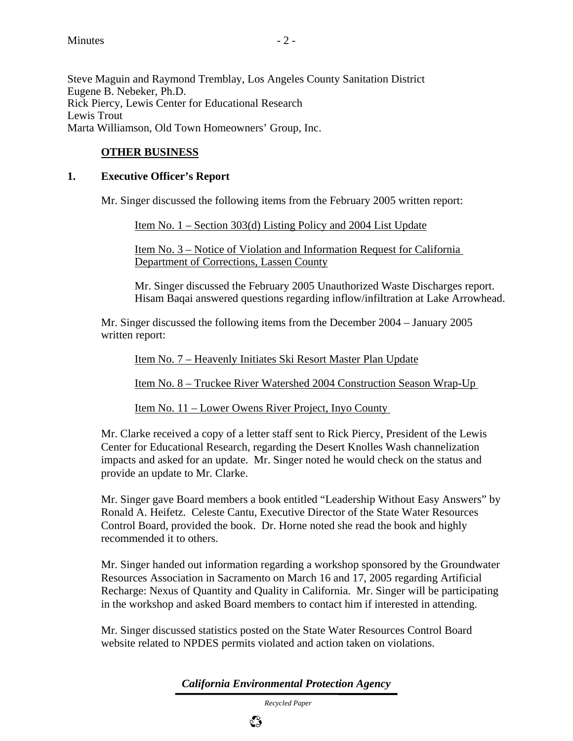Steve Maguin and Raymond Tremblay, Los Angeles County Sanitation District
Eugene B. Nebeker, Ph.D.
Rick Piercy, Lewis Center for Educational Research
Lewis Trout
Marta Williamson, Old Town Homeowners' Group, Inc.

## OTHER BUSINESS

### 1. Executive Officer's Report

Mr. Singer discussed the following items from the February 2005 written report:

Item No. 1 – Section 303(d) Listing Policy and 2004 List Update

Item No. 3 – Notice of Violation and Information Request for California Department of Corrections, Lassen County

Mr. Singer discussed the February 2005 Unauthorized Waste Discharges report. Hisam Baqai answered questions regarding inflow/infiltration at Lake Arrowhead.

Mr. Singer discussed the following items from the December 2004 – January 2005 written report:

Item No. 7 – Heavenly Initiates Ski Resort Master Plan Update

Item No. 8 – Truckee River Watershed 2004 Construction Season Wrap-Up

Item No. 11 – Lower Owens River Project, Inyo County

Mr. Clarke received a copy of a letter staff sent to Rick Piercy, President of the Lewis Center for Educational Research, regarding the Desert Knolles Wash channelization impacts and asked for an update. Mr. Singer noted he would check on the status and provide an update to Mr. Clarke.

Mr. Singer gave Board members a book entitled "Leadership Without Easy Answers" by Ronald A. Heifetz. Celeste Cantu, Executive Director of the State Water Resources Control Board, provided the book. Dr. Horne noted she read the book and highly recommended it to others.

Mr. Singer handed out information regarding a workshop sponsored by the Groundwater Resources Association in Sacramento on March 16 and 17, 2005 regarding Artificial Recharge: Nexus of Quantity and Quality in California. Mr. Singer will be participating in the workshop and asked Board members to contact him if interested in attending.

Mr. Singer discussed statistics posted on the State Water Resources Control Board website related to NPDES permits violated and action taken on violations.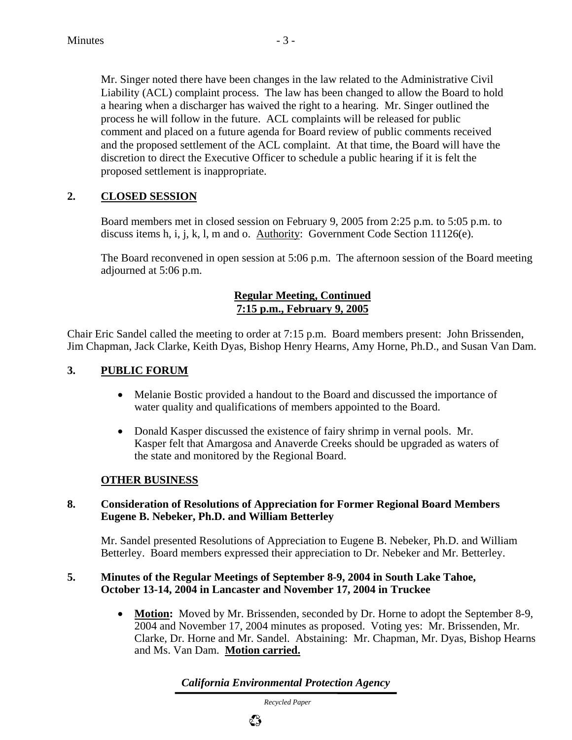Mr. Singer noted there have been changes in the law related to the Administrative Civil Liability (ACL) complaint process. The law has been changed to allow the Board to hold a hearing when a discharger has waived the right to a hearing. Mr. Singer outlined the process he will follow in the future. ACL complaints will be released for public comment and placed on a future agenda for Board review of public comments received and the proposed settlement of the ACL complaint. At that time, the Board will have the discretion to direct the Executive Officer to schedule a public hearing if it is felt the proposed settlement is inappropriate.

## 2. CLOSED SESSION

Board members met in closed session on February 9, 2005 from 2:25 p.m. to 5:05 p.m. to discuss items h, i, j, k, l, m and o. Authority: Government Code Section 11126(e).

The Board reconvened in open session at 5:06 p.m. The afternoon session of the Board meeting adjourned at 5:06 p.m.

**Regular Meeting, Continued**
**7:15 p.m., February 9, 2005**

Chair Eric Sandel called the meeting to order at 7:15 p.m. Board members present: John Brissenden, Jim Chapman, Jack Clarke, Keith Dyas, Bishop Henry Hearns, Amy Horne, Ph.D., and Susan Van Dam.

## 3. PUBLIC FORUM

- Melanie Bostic provided a handout to the Board and discussed the importance of water quality and qualifications of members appointed to the Board.
- Donald Kasper discussed the existence of fairy shrimp in vernal pools. Mr. Kasper felt that Amargosa and Anaverde Creeks should be upgraded as waters of the state and monitored by the Regional Board.

## OTHER BUSINESS

### 8. Consideration of Resolutions of Appreciation for Former Regional Board Members Eugene B. Nebeker, Ph.D. and William Betterley

Mr. Sandel presented Resolutions of Appreciation to Eugene B. Nebeker, Ph.D. and William Betterley. Board members expressed their appreciation to Dr. Nebeker and Mr. Betterley.

### 5. Minutes of the Regular Meetings of September 8-9, 2004 in South Lake Tahoe, October 13-14, 2004 in Lancaster and November 17, 2004 in Truckee

- **Motion:** Moved by Mr. Brissenden, seconded by Dr. Horne to adopt the September 8-9, 2004 and November 17, 2004 minutes as proposed. Voting yes: Mr. Brissenden, Mr. Clarke, Dr. Horne and Mr. Sandel. Abstaining: Mr. Chapman, Mr. Dyas, Bishop Hearns and Ms. Van Dam. **Motion carried.**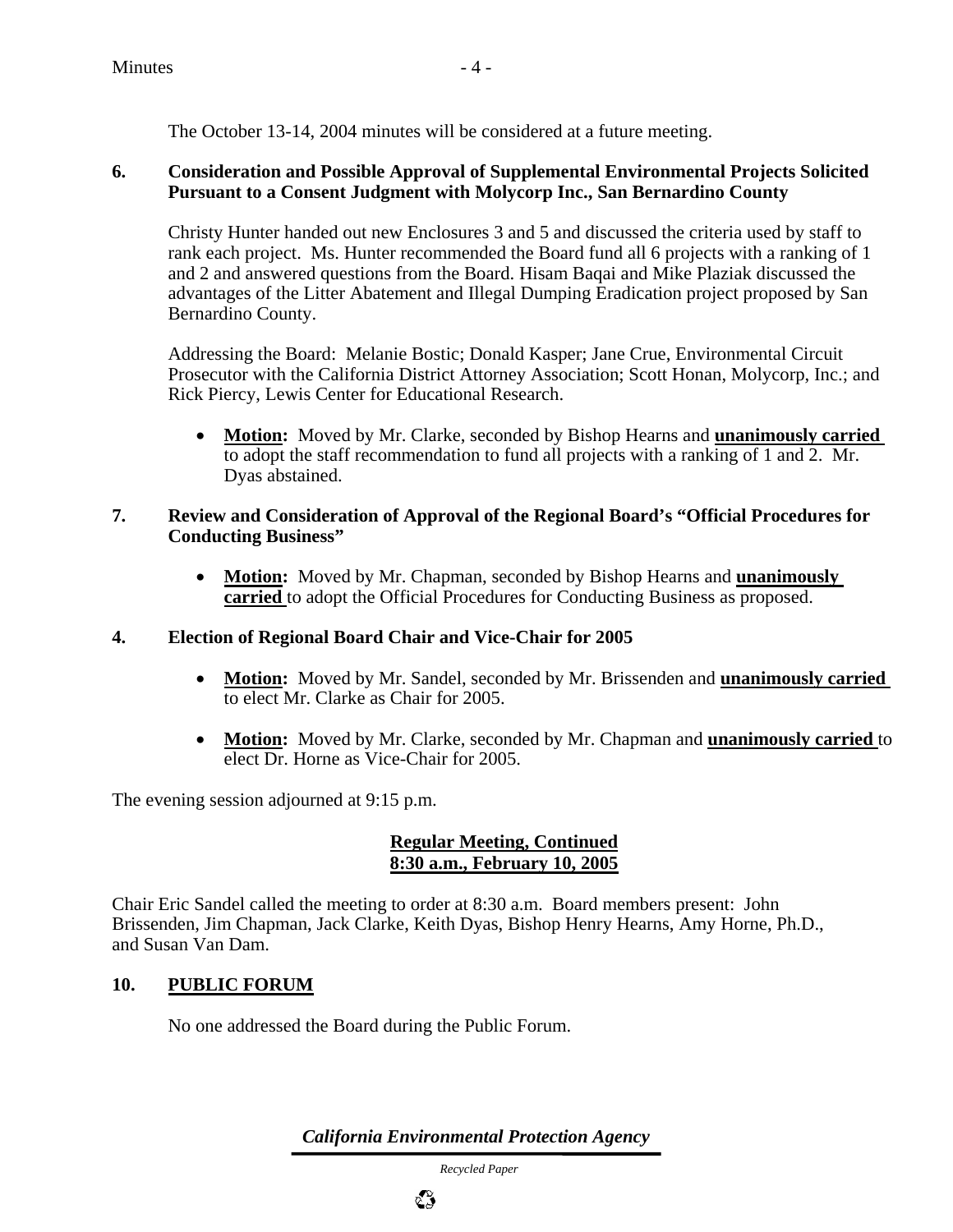The October 13-14, 2004 minutes will be considered at a future meeting.

**6. Consideration and Possible Approval of Supplemental Environmental Projects Solicited Pursuant to a Consent Judgment with Molycorp Inc., San Bernardino County**

Christy Hunter handed out new Enclosures 3 and 5 and discussed the criteria used by staff to rank each project. Ms. Hunter recommended the Board fund all 6 projects with a ranking of 1 and 2 and answered questions from the Board. Hisam Baqai and Mike Plaziak discussed the advantages of the Litter Abatement and Illegal Dumping Eradication project proposed by San Bernardino County.

Addressing the Board: Melanie Bostic; Donald Kasper; Jane Crue, Environmental Circuit Prosecutor with the California District Attorney Association; Scott Honan, Molycorp, Inc.; and Rick Piercy, Lewis Center for Educational Research.

- **Motion:** Moved by Mr. Clarke, seconded by Bishop Hearns and **unanimously carried** to adopt the staff recommendation to fund all projects with a ranking of 1 and 2. Mr. Dyas abstained.

**7. Review and Consideration of Approval of the Regional Board's "Official Procedures for Conducting Business"**

- **Motion:** Moved by Mr. Chapman, seconded by Bishop Hearns and **unanimously carried** to adopt the Official Procedures for Conducting Business as proposed.

**4. Election of Regional Board Chair and Vice-Chair for 2005**

- **Motion:** Moved by Mr. Sandel, seconded by Mr. Brissenden and **unanimously carried** to elect Mr. Clarke as Chair for 2005.

- **Motion:** Moved by Mr. Clarke, seconded by Mr. Chapman and **unanimously carried** to elect Dr. Horne as Vice-Chair for 2005.

The evening session adjourned at 9:15 p.m.

**Regular Meeting, Continued**
**8:30 a.m., February 10, 2005**

Chair Eric Sandel called the meeting to order at 8:30 a.m. Board members present: John Brissenden, Jim Chapman, Jack Clarke, Keith Dyas, Bishop Henry Hearns, Amy Horne, Ph.D., and Susan Van Dam.

**10. PUBLIC FORUM**

No one addressed the Board during the Public Forum.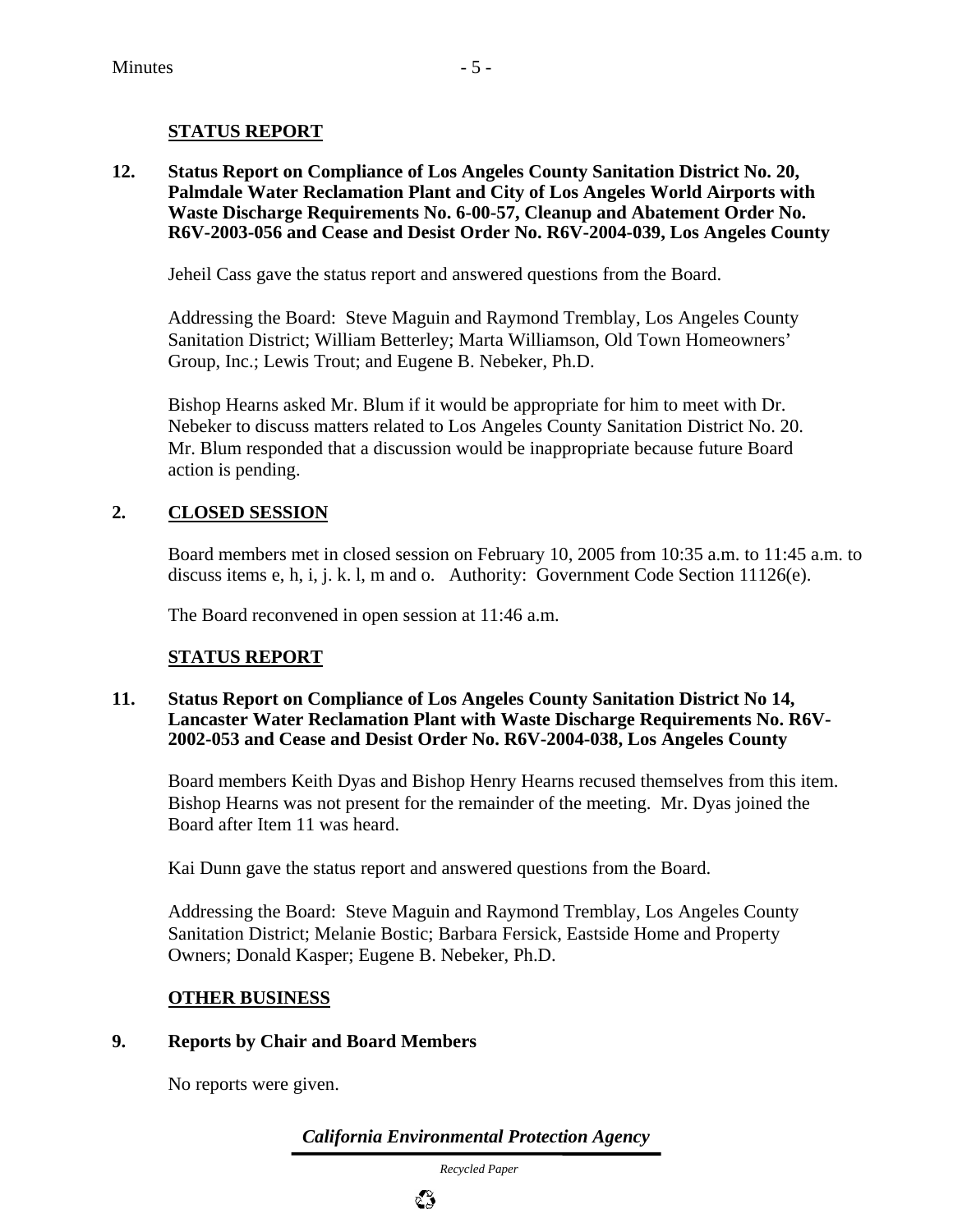## STATUS REPORT

**12. Status Report on Compliance of Los Angeles County Sanitation District No. 20, Palmdale Water Reclamation Plant and City of Los Angeles World Airports with Waste Discharge Requirements No. 6-00-57, Cleanup and Abatement Order No. R6V-2003-056 and Cease and Desist Order No. R6V-2004-039, Los Angeles County**

Jeheil Cass gave the status report and answered questions from the Board.

Addressing the Board: Steve Maguin and Raymond Tremblay, Los Angeles County Sanitation District; William Betterley; Marta Williamson, Old Town Homeowners' Group, Inc.; Lewis Trout; and Eugene B. Nebeker, Ph.D.

Bishop Hearns asked Mr. Blum if it would be appropriate for him to meet with Dr. Nebeker to discuss matters related to Los Angeles County Sanitation District No. 20. Mr. Blum responded that a discussion would be inappropriate because future Board action is pending.

## 2. CLOSED SESSION

Board members met in closed session on February 10, 2005 from 10:35 a.m. to 11:45 a.m. to discuss items e, h, i, j. k. l, m and o. Authority: Government Code Section 11126(e).

The Board reconvened in open session at 11:46 a.m.

## STATUS REPORT

**11. Status Report on Compliance of Los Angeles County Sanitation District No 14, Lancaster Water Reclamation Plant with Waste Discharge Requirements No. R6V-2002-053 and Cease and Desist Order No. R6V-2004-038, Los Angeles County**

Board members Keith Dyas and Bishop Henry Hearns recused themselves from this item. Bishop Hearns was not present for the remainder of the meeting. Mr. Dyas joined the Board after Item 11 was heard.

Kai Dunn gave the status report and answered questions from the Board.

Addressing the Board: Steve Maguin and Raymond Tremblay, Los Angeles County Sanitation District; Melanie Bostic; Barbara Fersick, Eastside Home and Property Owners; Donald Kasper; Eugene B. Nebeker, Ph.D.

## OTHER BUSINESS

**9. Reports by Chair and Board Members**

No reports were given.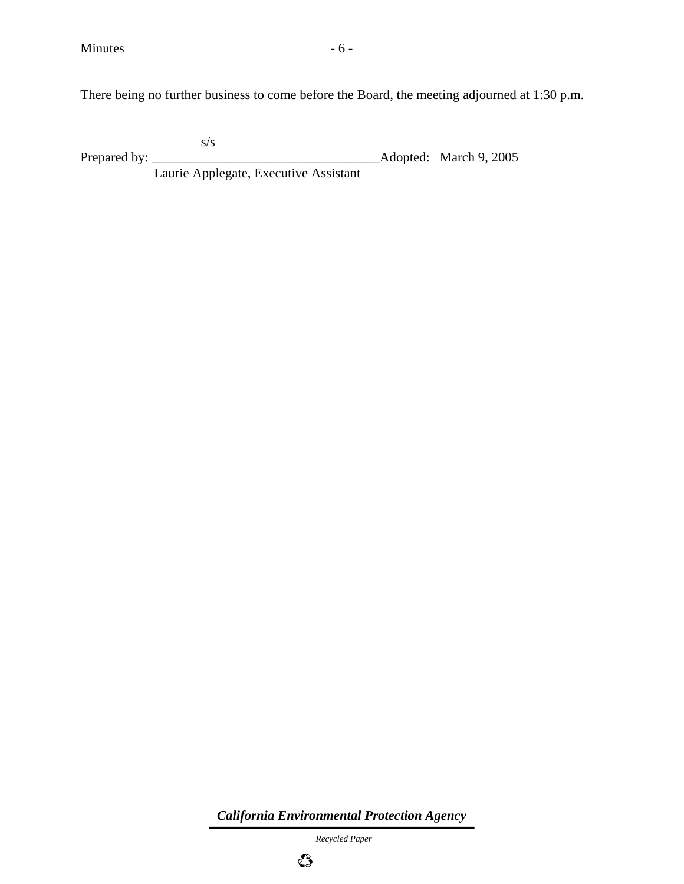There being no further business to come before the Board, the meeting adjourned at 1:30 p.m.

s/s

Prepared by: __________________________________Adopted: March 9, 2005

Laurie Applegate, Executive Assistant